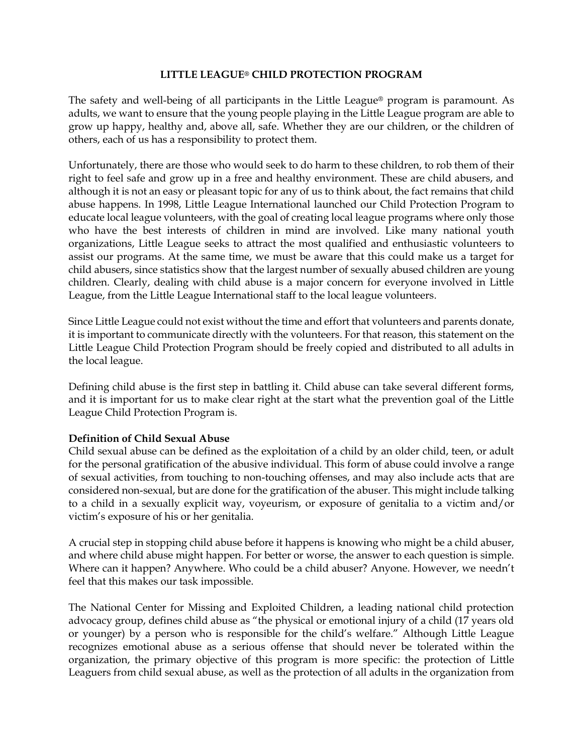# LITTLE LEAGUE® CHILD PROTECTION PROGRAM

The safety and well-being of all participants in the Little League® program is paramount. As adults, we want to ensure that the young people playing in the Little League program are able to grow up happy, healthy and, above all, safe. Whether they are our children, or the children of others, each of us has a responsibility to protect them.

Unfortunately, there are those who would seek to do harm to these children, to rob them of their right to feel safe and grow up in a free and healthy environment. These are child abusers, and although it is not an easy or pleasant topic for any of us to think about, the fact remains that child abuse happens. In 1998, Little League International launched our Child Protection Program to educate local league volunteers, with the goal of creating local league programs where only those who have the best interests of children in mind are involved. Like many national youth organizations, Little League seeks to attract the most qualified and enthusiastic volunteers to assist our programs. At the same time, we must be aware that this could make us a target for child abusers, since statistics show that the largest number of sexually abused children are young children. Clearly, dealing with child abuse is a major concern for everyone involved in Little League, from the Little League International staff to the local league volunteers.

Since Little League could not exist without the time and effort that volunteers and parents donate, it is important to communicate directly with the volunteers. For that reason, this statement on the Little League Child Protection Program should be freely copied and distributed to all adults in the local league.

Defining child abuse is the first step in battling it. Child abuse can take several different forms, and it is important for us to make clear right at the start what the prevention goal of the Little League Child Protection Program is.

**Definition of Child Sexual Abuse**

Child sexual abuse can be defined as the exploitation of a child by an older child, teen, or adult for the personal gratification of the abusive individual. This form of abuse could involve a range of sexual activities, from touching to non-touching offenses, and may also include acts that are considered non-sexual, but are done for the gratification of the abuser. This might include talking to a child in a sexually explicit way, voyeurism, or exposure of genitalia to a victim and/or victim's exposure of his or her genitalia.

A crucial step in stopping child abuse before it happens is knowing who might be a child abuser, and where child abuse might happen. For better or worse, the answer to each question is simple. Where can it happen? Anywhere. Who could be a child abuser? Anyone. However, we needn't feel that this makes our task impossible.

The National Center for Missing and Exploited Children, a leading national child protection advocacy group, defines child abuse as "the physical or emotional injury of a child (17 years old or younger) by a person who is responsible for the child's welfare." Although Little League recognizes emotional abuse as a serious offense that should never be tolerated within the organization, the primary objective of this program is more specific: the protection of Little Leaguers from child sexual abuse, as well as the protection of all adults in the organization from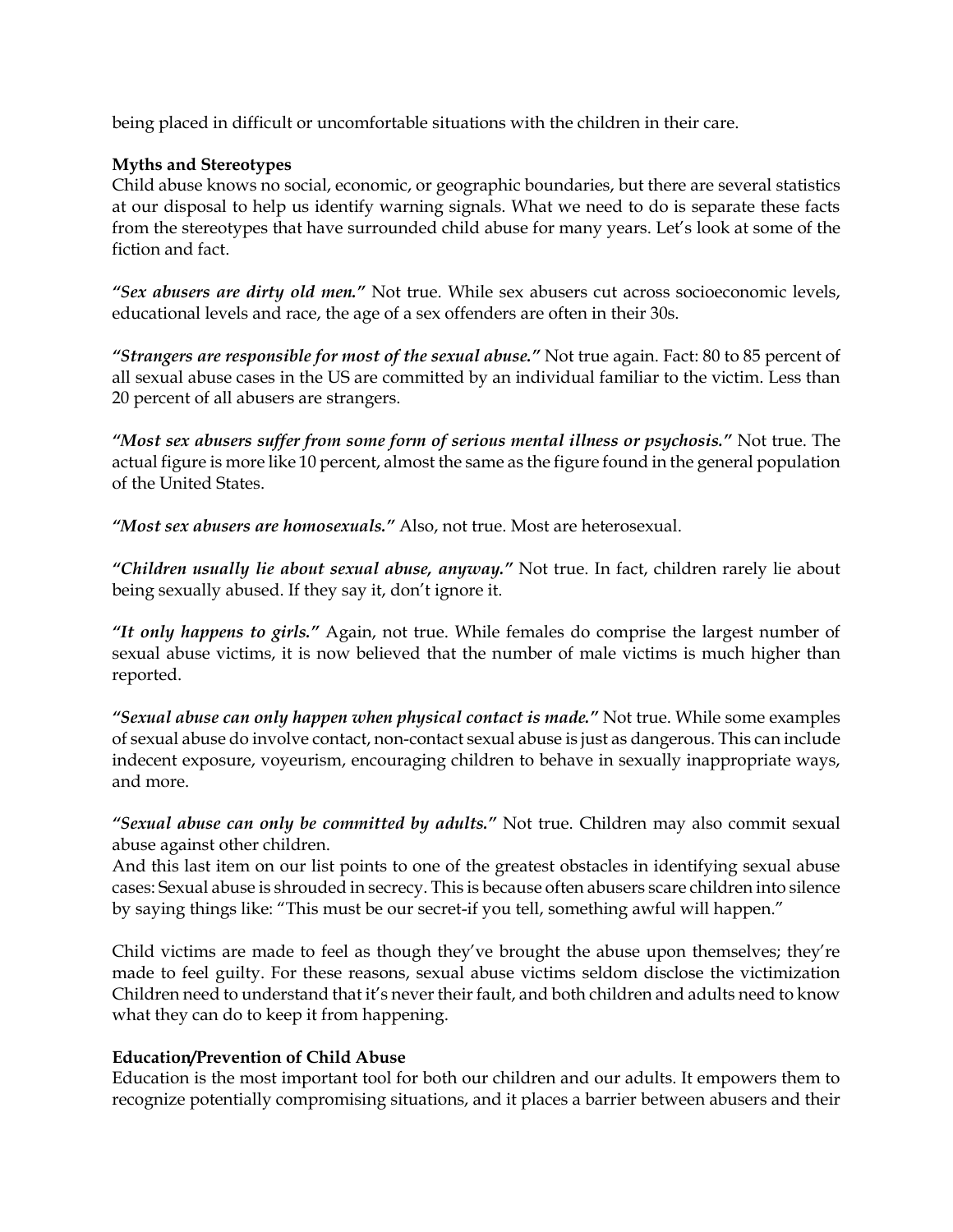being placed in difficult or uncomfortable situations with the children in their care.

**Myths and Stereotypes**

Child abuse knows no social, economic, or geographic boundaries, but there are several statistics at our disposal to help us identify warning signals. What we need to do is separate these facts from the stereotypes that have surrounded child abuse for many years. Let's look at some of the fiction and fact.

***"Sex abusers are dirty old men."*** Not true. While sex abusers cut across socioeconomic levels, educational levels and race, the age of a sex offenders are often in their 30s.

***"Strangers are responsible for most of the sexual abuse."*** Not true again. Fact: 80 to 85 percent of all sexual abuse cases in the US are committed by an individual familiar to the victim. Less than 20 percent of all abusers are strangers.

***"Most sex abusers suffer from some form of serious mental illness or psychosis."*** Not true. The actual figure is more like 10 percent, almost the same as the figure found in the general population of the United States.

***"Most sex abusers are homosexuals."*** Also, not true. Most are heterosexual.

***"Children usually lie about sexual abuse, anyway."*** Not true. In fact, children rarely lie about being sexually abused. If they say it, don't ignore it.

***"It only happens to girls."*** Again, not true. While females do comprise the largest number of sexual abuse victims, it is now believed that the number of male victims is much higher than reported.

***"Sexual abuse can only happen when physical contact is made."*** Not true. While some examples of sexual abuse do involve contact, non-contact sexual abuse is just as dangerous. This can include indecent exposure, voyeurism, encouraging children to behave in sexually inappropriate ways, and more.

***"Sexual abuse can only be committed by adults."*** Not true. Children may also commit sexual abuse against other children.
And this last item on our list points to one of the greatest obstacles in identifying sexual abuse cases: Sexual abuse is shrouded in secrecy. This is because often abusers scare children into silence by saying things like: "This must be our secret-if you tell, something awful will happen."

Child victims are made to feel as though they've brought the abuse upon themselves; they're made to feel guilty. For these reasons, sexual abuse victims seldom disclose the victimization Children need to understand that it's never their fault, and both children and adults need to know what they can do to keep it from happening.

**Education/Prevention of Child Abuse**

Education is the most important tool for both our children and our adults. It empowers them to recognize potentially compromising situations, and it places a barrier between abusers and their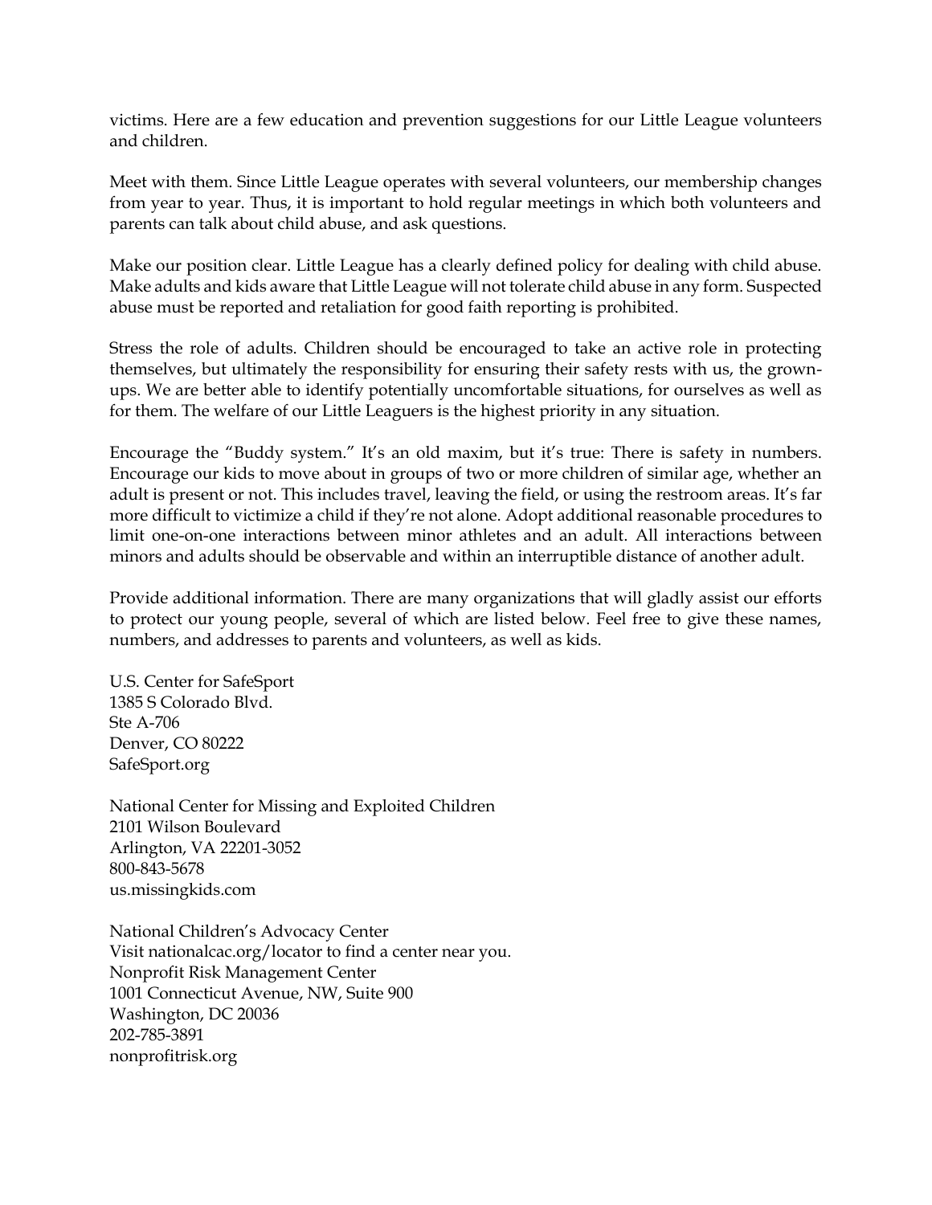victims. Here are a few education and prevention suggestions for our Little League volunteers and children.

Meet with them. Since Little League operates with several volunteers, our membership changes from year to year. Thus, it is important to hold regular meetings in which both volunteers and parents can talk about child abuse, and ask questions.

Make our position clear. Little League has a clearly defined policy for dealing with child abuse. Make adults and kids aware that Little League will not tolerate child abuse in any form. Suspected abuse must be reported and retaliation for good faith reporting is prohibited.

Stress the role of adults. Children should be encouraged to take an active role in protecting themselves, but ultimately the responsibility for ensuring their safety rests with us, the grown-ups. We are better able to identify potentially uncomfortable situations, for ourselves as well as for them. The welfare of our Little Leaguers is the highest priority in any situation.

Encourage the "Buddy system." It's an old maxim, but it's true: There is safety in numbers. Encourage our kids to move about in groups of two or more children of similar age, whether an adult is present or not. This includes travel, leaving the field, or using the restroom areas. It's far more difficult to victimize a child if they're not alone. Adopt additional reasonable procedures to limit one-on-one interactions between minor athletes and an adult. All interactions between minors and adults should be observable and within an interruptible distance of another adult.

Provide additional information. There are many organizations that will gladly assist our efforts to protect our young people, several of which are listed below. Feel free to give these names, numbers, and addresses to parents and volunteers, as well as kids.

U.S. Center for SafeSport
1385 S Colorado Blvd.
Ste A-706
Denver, CO 80222
SafeSport.org

National Center for Missing and Exploited Children
2101 Wilson Boulevard
Arlington, VA 22201-3052
800-843-5678
us.missingkids.com

National Children's Advocacy Center
Visit nationalcac.org/locator to find a center near you.
Nonprofit Risk Management Center
1001 Connecticut Avenue, NW, Suite 900
Washington, DC 20036
202-785-3891
nonprofitrisk.org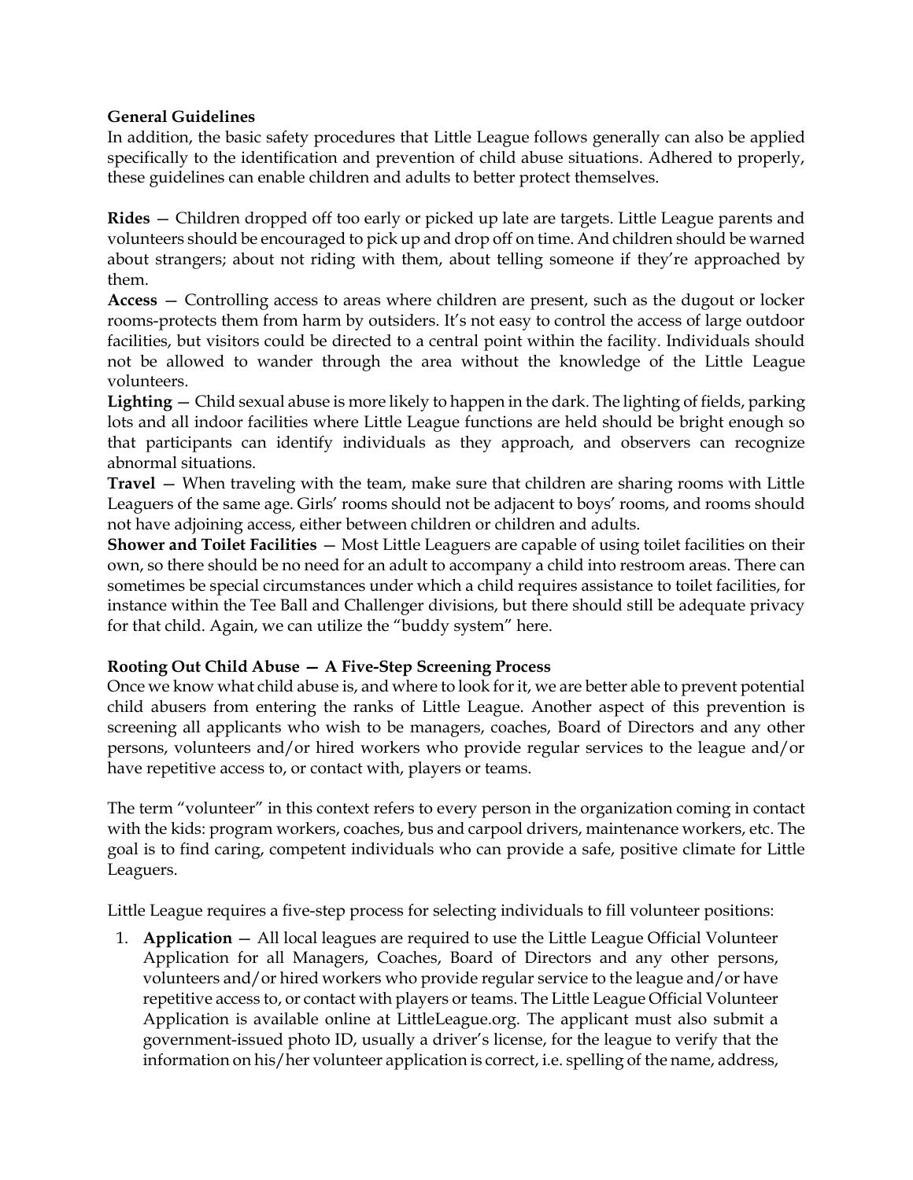**General Guidelines**

In addition, the basic safety procedures that Little League follows generally can also be applied specifically to the identification and prevention of child abuse situations. Adhered to properly, these guidelines can enable children and adults to better protect themselves.

**Rides** — Children dropped off too early or picked up late are targets. Little League parents and volunteers should be encouraged to pick up and drop off on time. And children should be warned about strangers; about not riding with them, about telling someone if they're approached by them.

**Access** — Controlling access to areas where children are present, such as the dugout or locker rooms-protects them from harm by outsiders. It's not easy to control the access of large outdoor facilities, but visitors could be directed to a central point within the facility. Individuals should not be allowed to wander through the area without the knowledge of the Little League volunteers.

**Lighting** — Child sexual abuse is more likely to happen in the dark. The lighting of fields, parking lots and all indoor facilities where Little League functions are held should be bright enough so that participants can identify individuals as they approach, and observers can recognize abnormal situations.

**Travel** — When traveling with the team, make sure that children are sharing rooms with Little Leaguers of the same age. Girls' rooms should not be adjacent to boys' rooms, and rooms should not have adjoining access, either between children or children and adults.

**Shower and Toilet Facilities** — Most Little Leaguers are capable of using toilet facilities on their own, so there should be no need for an adult to accompany a child into restroom areas. There can sometimes be special circumstances under which a child requires assistance to toilet facilities, for instance within the Tee Ball and Challenger divisions, but there should still be adequate privacy for that child. Again, we can utilize the "buddy system" here.

**Rooting Out Child Abuse — A Five-Step Screening Process**

Once we know what child abuse is, and where to look for it, we are better able to prevent potential child abusers from entering the ranks of Little League. Another aspect of this prevention is screening all applicants who wish to be managers, coaches, Board of Directors and any other persons, volunteers and/or hired workers who provide regular services to the league and/or have repetitive access to, or contact with, players or teams.

The term "volunteer" in this context refers to every person in the organization coming in contact with the kids: program workers, coaches, bus and carpool drivers, maintenance workers, etc. The goal is to find caring, competent individuals who can provide a safe, positive climate for Little Leaguers.

Little League requires a five-step process for selecting individuals to fill volunteer positions:

1. **Application** — All local leagues are required to use the Little League Official Volunteer Application for all Managers, Coaches, Board of Directors and any other persons, volunteers and/or hired workers who provide regular service to the league and/or have repetitive access to, or contact with players or teams. The Little League Official Volunteer Application is available online at LittleLeague.org. The applicant must also submit a government-issued photo ID, usually a driver's license, for the league to verify that the information on his/her volunteer application is correct, i.e. spelling of the name, address,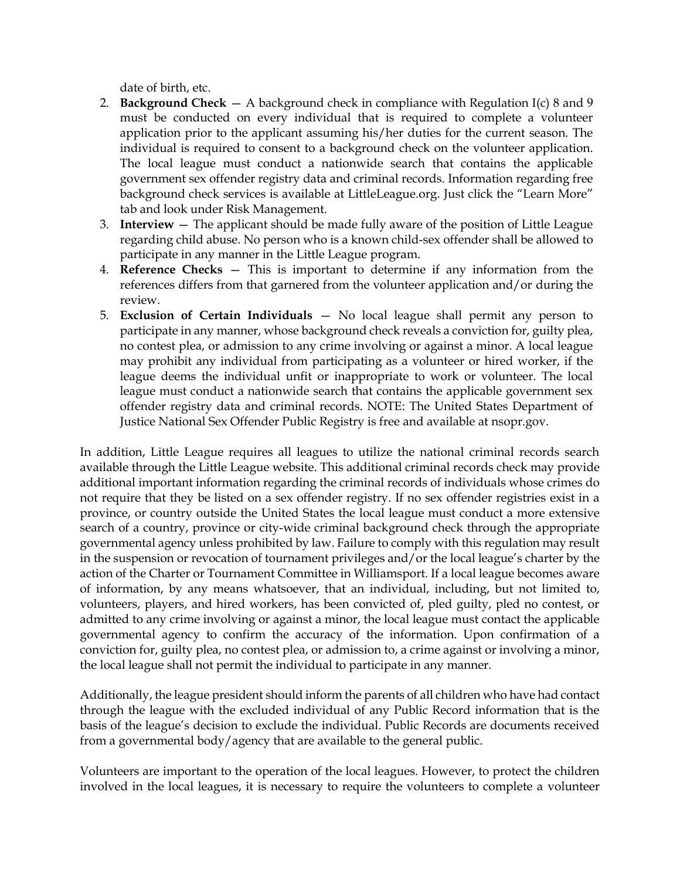date of birth, etc.

2. **Background Check** — A background check in compliance with Regulation I(c) 8 and 9 must be conducted on every individual that is required to complete a volunteer application prior to the applicant assuming his/her duties for the current season. The individual is required to consent to a background check on the volunteer application. The local league must conduct a nationwide search that contains the applicable government sex offender registry data and criminal records. Information regarding free background check services is available at LittleLeague.org. Just click the "Learn More" tab and look under Risk Management.
3. **Interview** — The applicant should be made fully aware of the position of Little League regarding child abuse. No person who is a known child-sex offender shall be allowed to participate in any manner in the Little League program.
4. **Reference Checks** — This is important to determine if any information from the references differs from that garnered from the volunteer application and/or during the review.
5. **Exclusion of Certain Individuals** — No local league shall permit any person to participate in any manner, whose background check reveals a conviction for, guilty plea, no contest plea, or admission to any crime involving or against a minor. A local league may prohibit any individual from participating as a volunteer or hired worker, if the league deems the individual unfit or inappropriate to work or volunteer. The local league must conduct a nationwide search that contains the applicable government sex offender registry data and criminal records. NOTE: The United States Department of Justice National Sex Offender Public Registry is free and available at nsopr.gov.

In addition, Little League requires all leagues to utilize the national criminal records search available through the Little League website. This additional criminal records check may provide additional important information regarding the criminal records of individuals whose crimes do not require that they be listed on a sex offender registry. If no sex offender registries exist in a province, or country outside the United States the local league must conduct a more extensive search of a country, province or city-wide criminal background check through the appropriate governmental agency unless prohibited by law. Failure to comply with this regulation may result in the suspension or revocation of tournament privileges and/or the local league's charter by the action of the Charter or Tournament Committee in Williamsport. If a local league becomes aware of information, by any means whatsoever, that an individual, including, but not limited to, volunteers, players, and hired workers, has been convicted of, pled guilty, pled no contest, or admitted to any crime involving or against a minor, the local league must contact the applicable governmental agency to confirm the accuracy of the information. Upon confirmation of a conviction for, guilty plea, no contest plea, or admission to, a crime against or involving a minor, the local league shall not permit the individual to participate in any manner.

Additionally, the league president should inform the parents of all children who have had contact through the league with the excluded individual of any Public Record information that is the basis of the league's decision to exclude the individual. Public Records are documents received from a governmental body/agency that are available to the general public.

Volunteers are important to the operation of the local leagues. However, to protect the children involved in the local leagues, it is necessary to require the volunteers to complete a volunteer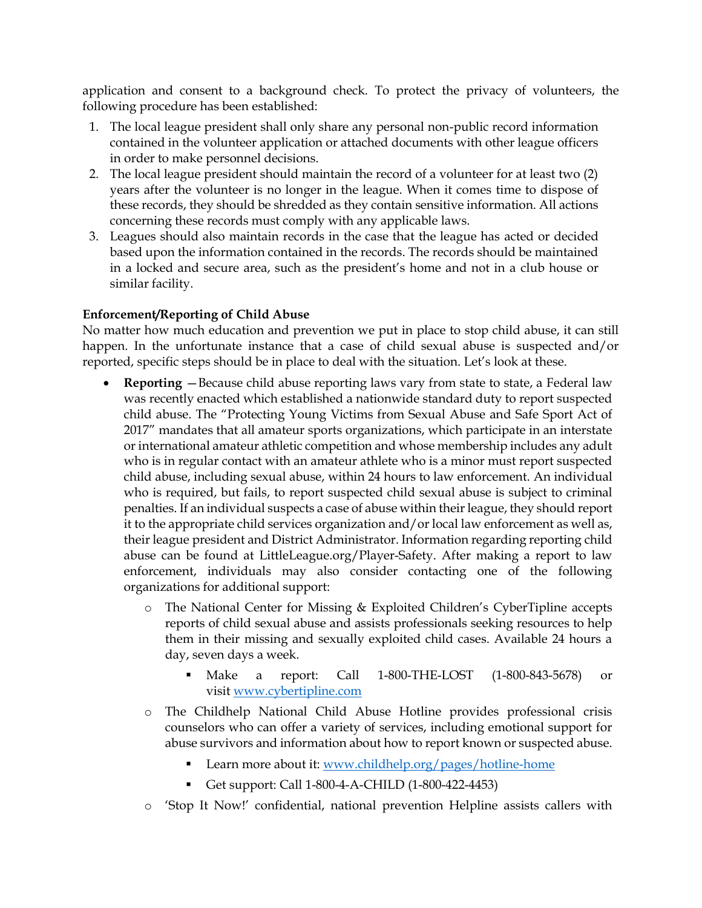application and consent to a background check. To protect the privacy of volunteers, the following procedure has been established:

1. The local league president shall only share any personal non-public record information contained in the volunteer application or attached documents with other league officers in order to make personnel decisions.
2. The local league president should maintain the record of a volunteer for at least two (2) years after the volunteer is no longer in the league. When it comes time to dispose of these records, they should be shredded as they contain sensitive information. All actions concerning these records must comply with any applicable laws.
3. Leagues should also maintain records in the case that the league has acted or decided based upon the information contained in the records. The records should be maintained in a locked and secure area, such as the president's home and not in a club house or similar facility.

**Enforcement/Reporting of Child Abuse**

No matter how much education and prevention we put in place to stop child abuse, it can still happen. In the unfortunate instance that a case of child sexual abuse is suspected and/or reported, specific steps should be in place to deal with the situation. Let's look at these.

- **Reporting** —Because child abuse reporting laws vary from state to state, a Federal law was recently enacted which established a nationwide standard duty to report suspected child abuse. The "Protecting Young Victims from Sexual Abuse and Safe Sport Act of 2017" mandates that all amateur sports organizations, which participate in an interstate or international amateur athletic competition and whose membership includes any adult who is in regular contact with an amateur athlete who is a minor must report suspected child abuse, including sexual abuse, within 24 hours to law enforcement. An individual who is required, but fails, to report suspected child sexual abuse is subject to criminal penalties. If an individual suspects a case of abuse within their league, they should report it to the appropriate child services organization and/or local law enforcement as well as, their league president and District Administrator. Information regarding reporting child abuse can be found at LittleLeague.org/Player-Safety. After making a report to law enforcement, individuals may also consider contacting one of the following organizations for additional support:
  - The National Center for Missing & Exploited Children's CyberTipline accepts reports of child sexual abuse and assists professionals seeking resources to help them in their missing and sexually exploited child cases. Available 24 hours a day, seven days a week.
    - Make a report: Call 1-800-THE-LOST (1-800-843-5678) or visit www.cybertipline.com
  - The Childhelp National Child Abuse Hotline provides professional crisis counselors who can offer a variety of services, including emotional support for abuse survivors and information about how to report known or suspected abuse.
    - Learn more about it: www.childhelp.org/pages/hotline-home
    - Get support: Call 1-800-4-A-CHILD (1-800-422-4453)
  - 'Stop It Now!' confidential, national prevention Helpline assists callers with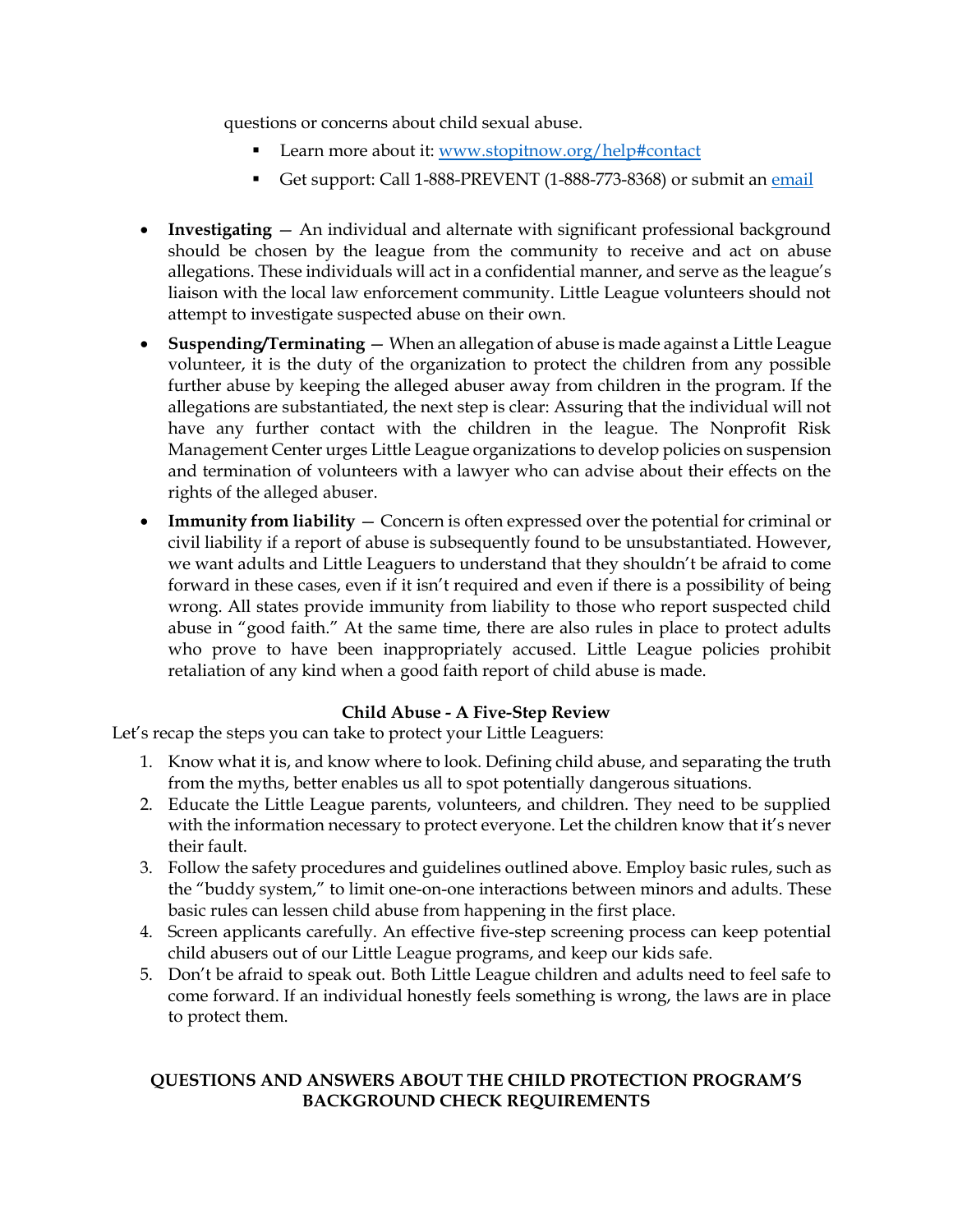questions or concerns about child sexual abuse.

- Learn more about it: [www.stopitnow.org/help#contact](www.stopitnow.org/help#contact)
- Get support: Call 1-888-PREVENT (1-888-773-8368) or submit an email

- **Investigating** — An individual and alternate with significant professional background should be chosen by the league from the community to receive and act on abuse allegations. These individuals will act in a confidential manner, and serve as the league's liaison with the local law enforcement community. Little League volunteers should not attempt to investigate suspected abuse on their own.
- **Suspending/Terminating** — When an allegation of abuse is made against a Little League volunteer, it is the duty of the organization to protect the children from any possible further abuse by keeping the alleged abuser away from children in the program. If the allegations are substantiated, the next step is clear: Assuring that the individual will not have any further contact with the children in the league. The Nonprofit Risk Management Center urges Little League organizations to develop policies on suspension and termination of volunteers with a lawyer who can advise about their effects on the rights of the alleged abuser.
- **Immunity from liability** — Concern is often expressed over the potential for criminal or civil liability if a report of abuse is subsequently found to be unsubstantiated. However, we want adults and Little Leaguers to understand that they shouldn't be afraid to come forward in these cases, even if it isn't required and even if there is a possibility of being wrong. All states provide immunity from liability to those who report suspected child abuse in "good faith." At the same time, there are also rules in place to protect adults who prove to have been inappropriately accused. Little League policies prohibit retaliation of any kind when a good faith report of child abuse is made.

**Child Abuse - A Five-Step Review**

Let's recap the steps you can take to protect your Little Leaguers:

1. Know what it is, and know where to look. Defining child abuse, and separating the truth from the myths, better enables us all to spot potentially dangerous situations.
2. Educate the Little League parents, volunteers, and children. They need to be supplied with the information necessary to protect everyone. Let the children know that it's never their fault.
3. Follow the safety procedures and guidelines outlined above. Employ basic rules, such as the "buddy system," to limit one-on-one interactions between minors and adults. These basic rules can lessen child abuse from happening in the first place.
4. Screen applicants carefully. An effective five-step screening process can keep potential child abusers out of our Little League programs, and keep our kids safe.
5. Don't be afraid to speak out. Both Little League children and adults need to feel safe to come forward. If an individual honestly feels something is wrong, the laws are in place to protect them.

## QUESTIONS AND ANSWERS ABOUT THE CHILD PROTECTION PROGRAM'S BACKGROUND CHECK REQUIREMENTS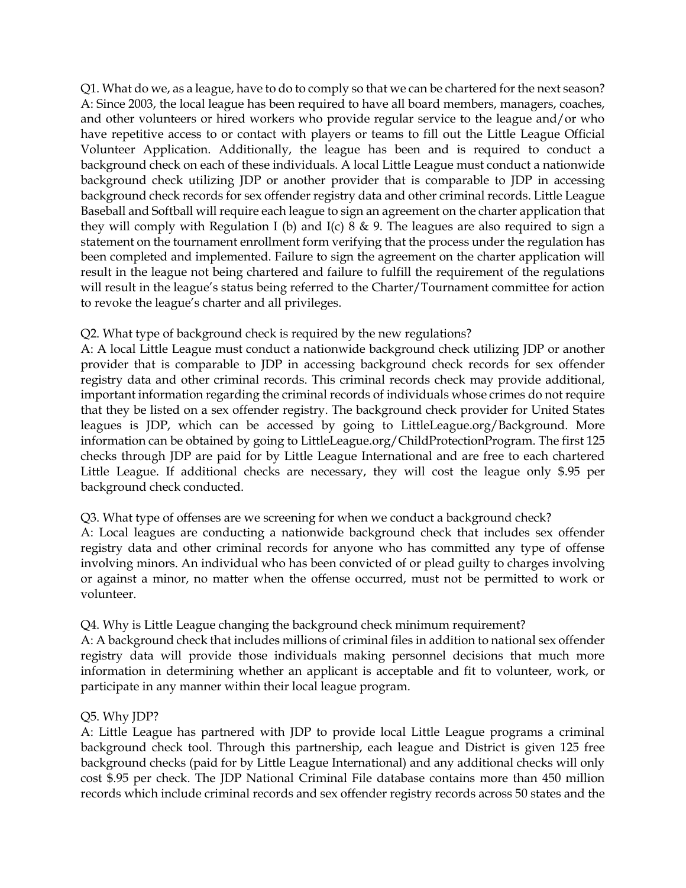Q1. What do we, as a league, have to do to comply so that we can be chartered for the next season?
A: Since 2003, the local league has been required to have all board members, managers, coaches, and other volunteers or hired workers who provide regular service to the league and/or who have repetitive access to or contact with players or teams to fill out the Little League Official Volunteer Application. Additionally, the league has been and is required to conduct a background check on each of these individuals. A local Little League must conduct a nationwide background check utilizing JDP or another provider that is comparable to JDP in accessing background check records for sex offender registry data and other criminal records. Little League Baseball and Softball will require each league to sign an agreement on the charter application that they will comply with Regulation I (b) and I(c) 8 & 9. The leagues are also required to sign a statement on the tournament enrollment form verifying that the process under the regulation has been completed and implemented. Failure to sign the agreement on the charter application will result in the league not being chartered and failure to fulfill the requirement of the regulations will result in the league's status being referred to the Charter/Tournament committee for action to revoke the league's charter and all privileges.

Q2. What type of background check is required by the new regulations?
A: A local Little League must conduct a nationwide background check utilizing JDP or another provider that is comparable to JDP in accessing background check records for sex offender registry data and other criminal records. This criminal records check may provide additional, important information regarding the criminal records of individuals whose crimes do not require that they be listed on a sex offender registry. The background check provider for United States leagues is JDP, which can be accessed by going to LittleLeague.org/Background. More information can be obtained by going to LittleLeague.org/ChildProtectionProgram. The first 125 checks through JDP are paid for by Little League International and are free to each chartered Little League. If additional checks are necessary, they will cost the league only $.95 per background check conducted.

Q3. What type of offenses are we screening for when we conduct a background check?
A: Local leagues are conducting a nationwide background check that includes sex offender registry data and other criminal records for anyone who has committed any type of offense involving minors. An individual who has been convicted of or plead guilty to charges involving or against a minor, no matter when the offense occurred, must not be permitted to work or volunteer.

Q4. Why is Little League changing the background check minimum requirement?
A: A background check that includes millions of criminal files in addition to national sex offender registry data will provide those individuals making personnel decisions that much more information in determining whether an applicant is acceptable and fit to volunteer, work, or participate in any manner within their local league program.

Q5. Why JDP?
A: Little League has partnered with JDP to provide local Little League programs a criminal background check tool. Through this partnership, each league and District is given 125 free background checks (paid for by Little League International) and any additional checks will only cost $.95 per check. The JDP National Criminal File database contains more than 450 million records which include criminal records and sex offender registry records across 50 states and the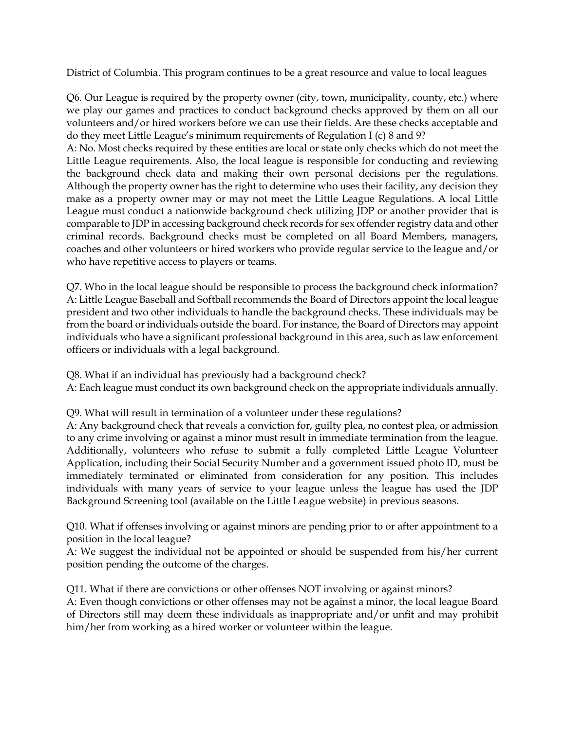District of Columbia. This program continues to be a great resource and value to local leagues

Q6. Our League is required by the property owner (city, town, municipality, county, etc.) where we play our games and practices to conduct background checks approved by them on all our volunteers and/or hired workers before we can use their fields. Are these checks acceptable and do they meet Little League's minimum requirements of Regulation I (c) 8 and 9?
A: No. Most checks required by these entities are local or state only checks which do not meet the Little League requirements. Also, the local league is responsible for conducting and reviewing the background check data and making their own personal decisions per the regulations. Although the property owner has the right to determine who uses their facility, any decision they make as a property owner may or may not meet the Little League Regulations. A local Little League must conduct a nationwide background check utilizing JDP or another provider that is comparable to JDP in accessing background check records for sex offender registry data and other criminal records. Background checks must be completed on all Board Members, managers, coaches and other volunteers or hired workers who provide regular service to the league and/or who have repetitive access to players or teams.

Q7. Who in the local league should be responsible to process the background check information?
A: Little League Baseball and Softball recommends the Board of Directors appoint the local league president and two other individuals to handle the background checks. These individuals may be from the board or individuals outside the board. For instance, the Board of Directors may appoint individuals who have a significant professional background in this area, such as law enforcement officers or individuals with a legal background.

Q8. What if an individual has previously had a background check?
A: Each league must conduct its own background check on the appropriate individuals annually.

Q9. What will result in termination of a volunteer under these regulations?
A: Any background check that reveals a conviction for, guilty plea, no contest plea, or admission to any crime involving or against a minor must result in immediate termination from the league. Additionally, volunteers who refuse to submit a fully completed Little League Volunteer Application, including their Social Security Number and a government issued photo ID, must be immediately terminated or eliminated from consideration for any position. This includes individuals with many years of service to your league unless the league has used the JDP Background Screening tool (available on the Little League website) in previous seasons.

Q10. What if offenses involving or against minors are pending prior to or after appointment to a position in the local league?
A: We suggest the individual not be appointed or should be suspended from his/her current position pending the outcome of the charges.

Q11. What if there are convictions or other offenses NOT involving or against minors?
A: Even though convictions or other offenses may not be against a minor, the local league Board of Directors still may deem these individuals as inappropriate and/or unfit and may prohibit him/her from working as a hired worker or volunteer within the league.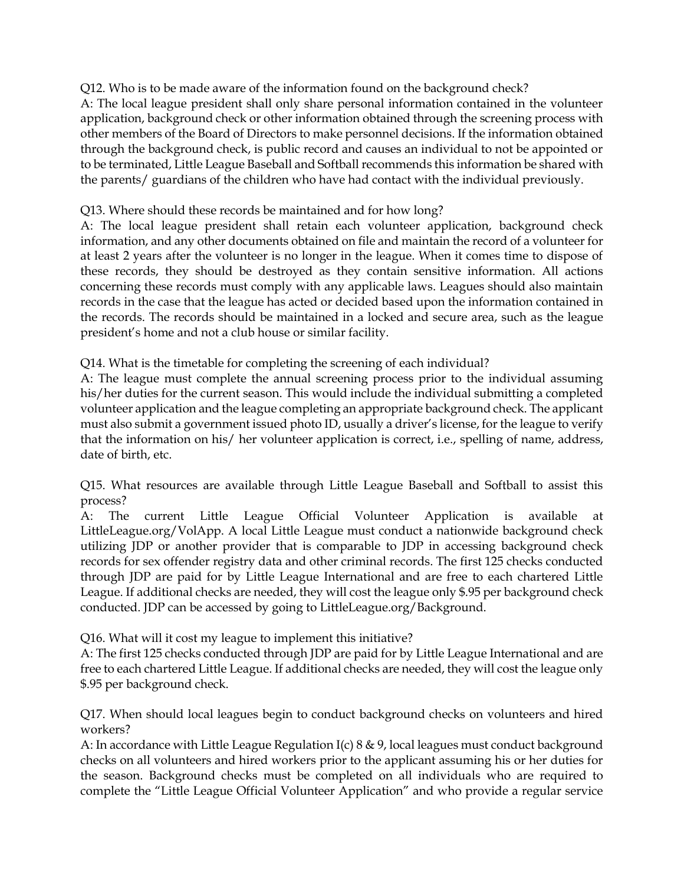Q12. Who is to be made aware of the information found on the background check?
A: The local league president shall only share personal information contained in the volunteer application, background check or other information obtained through the screening process with other members of the Board of Directors to make personnel decisions. If the information obtained through the background check, is public record and causes an individual to not be appointed or to be terminated, Little League Baseball and Softball recommends this information be shared with the parents/ guardians of the children who have had contact with the individual previously.

Q13. Where should these records be maintained and for how long?
A: The local league president shall retain each volunteer application, background check information, and any other documents obtained on file and maintain the record of a volunteer for at least 2 years after the volunteer is no longer in the league. When it comes time to dispose of these records, they should be destroyed as they contain sensitive information. All actions concerning these records must comply with any applicable laws. Leagues should also maintain records in the case that the league has acted or decided based upon the information contained in the records. The records should be maintained in a locked and secure area, such as the league president's home and not a club house or similar facility.

Q14. What is the timetable for completing the screening of each individual?
A: The league must complete the annual screening process prior to the individual assuming his/her duties for the current season. This would include the individual submitting a completed volunteer application and the league completing an appropriate background check. The applicant must also submit a government issued photo ID, usually a driver's license, for the league to verify that the information on his/ her volunteer application is correct, i.e., spelling of name, address, date of birth, etc.

Q15. What resources are available through Little League Baseball and Softball to assist this process?
A: The current Little League Official Volunteer Application is available at LittleLeague.org/VolApp. A local Little League must conduct a nationwide background check utilizing JDP or another provider that is comparable to JDP in accessing background check records for sex offender registry data and other criminal records. The first 125 checks conducted through JDP are paid for by Little League International and are free to each chartered Little League. If additional checks are needed, they will cost the league only $.95 per background check conducted. JDP can be accessed by going to LittleLeague.org/Background.

Q16. What will it cost my league to implement this initiative?
A: The first 125 checks conducted through JDP are paid for by Little League International and are free to each chartered Little League. If additional checks are needed, they will cost the league only $.95 per background check.

Q17. When should local leagues begin to conduct background checks on volunteers and hired workers?
A: In accordance with Little League Regulation I(c) 8 & 9, local leagues must conduct background checks on all volunteers and hired workers prior to the applicant assuming his or her duties for the season. Background checks must be completed on all individuals who are required to complete the "Little League Official Volunteer Application" and who provide a regular service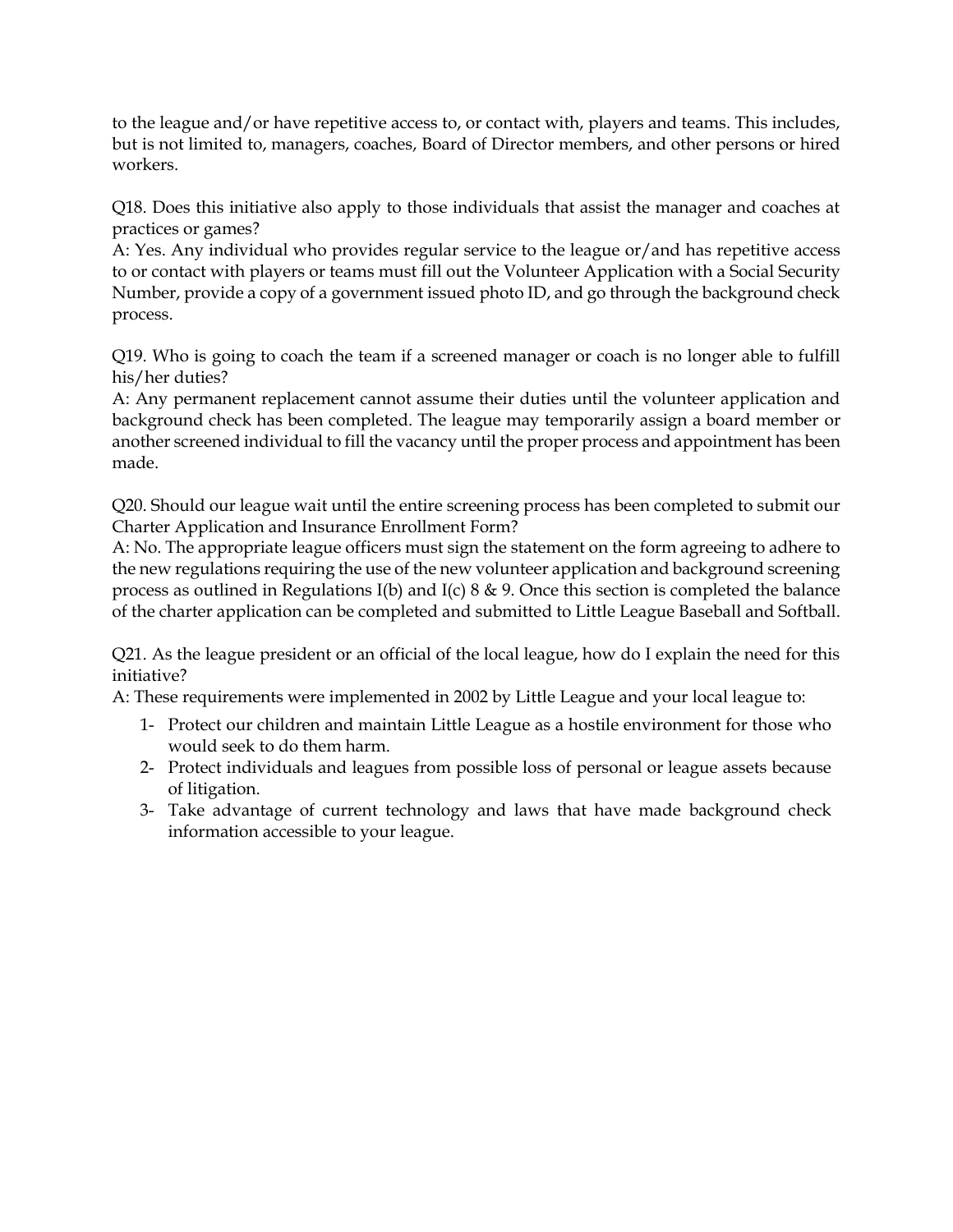to the league and/or have repetitive access to, or contact with, players and teams. This includes, but is not limited to, managers, coaches, Board of Director members, and other persons or hired workers.

Q18. Does this initiative also apply to those individuals that assist the manager and coaches at practices or games?
A: Yes. Any individual who provides regular service to the league or/and has repetitive access to or contact with players or teams must fill out the Volunteer Application with a Social Security Number, provide a copy of a government issued photo ID, and go through the background check process.

Q19. Who is going to coach the team if a screened manager or coach is no longer able to fulfill his/her duties?
A: Any permanent replacement cannot assume their duties until the volunteer application and background check has been completed. The league may temporarily assign a board member or another screened individual to fill the vacancy until the proper process and appointment has been made.

Q20. Should our league wait until the entire screening process has been completed to submit our Charter Application and Insurance Enrollment Form?
A: No. The appropriate league officers must sign the statement on the form agreeing to adhere to the new regulations requiring the use of the new volunteer application and background screening process as outlined in Regulations I(b) and I(c) 8 & 9. Once this section is completed the balance of the charter application can be completed and submitted to Little League Baseball and Softball.

Q21. As the league president or an official of the local league, how do I explain the need for this initiative?
A: These requirements were implemented in 2002 by Little League and your local league to:

1- Protect our children and maintain Little League as a hostile environment for those who would seek to do them harm.
2- Protect individuals and leagues from possible loss of personal or league assets because of litigation.
3- Take advantage of current technology and laws that have made background check information accessible to your league.